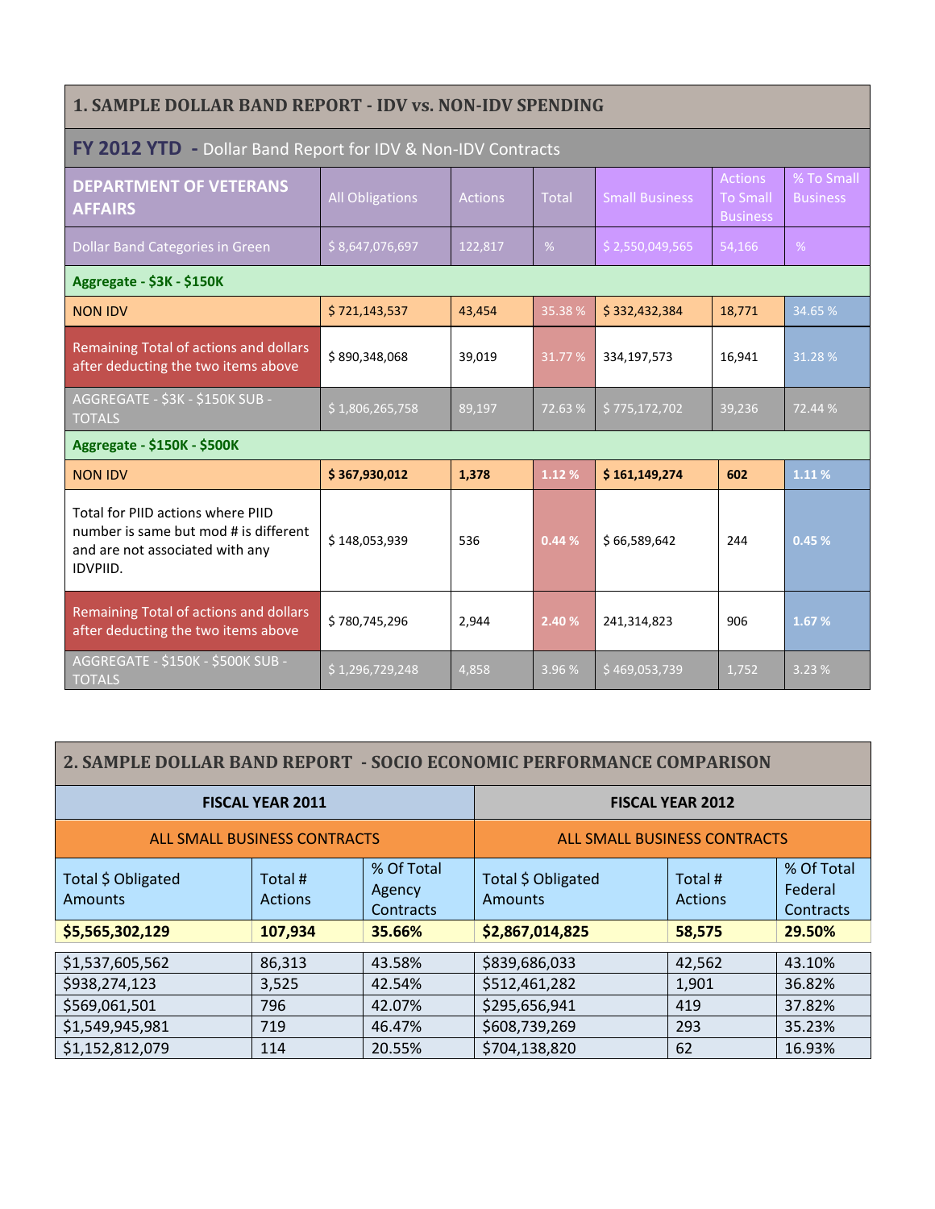## 1. SAMPLE DOLLAR BAND REPORT - IDV vs. NON-IDV SPENDING

**FY 2012 YTD** - Dollar Band Report for IDV & Non-IDV Contracts

| DEPARTMENT OF VETERANS AFFAIRS | All Obligations | Actions | Total | Small Business | Actions To Small Business | % To Small Business |
|---|---|---|---|---|---|---|
| Dollar Band Categories in Green | $ 8,647,076,697 | 122,817 | % | $ 2,550,049,565 | 54,166 | % |
| **Aggregate - $3K - $150K** | | | | | | |
| NON IDV | $ 721,143,537 | 43,454 | 35.38 % | $ 332,432,384 | 18,771 | 34.65 % |
| Remaining Total of actions and dollars after deducting the two items above | $ 890,348,068 | 39,019 | 31.77 % | 334,197,573 | 16,941 | 31.28 % |
| AGGREGATE - $3K - $150K SUB - TOTALS | $ 1,806,265,758 | 89,197 | 72.63 % | $ 775,172,702 | 39,236 | 72.44 % |
| **Aggregate - $150K - $500K** | | | | | | |
| NON IDV | **$ 367,930,012** | **1,378** | **1.12 %** | **$ 161,149,274** | **602** | **1.11 %** |
| Total for PIID actions where PIID number is same but mod # is different and are not associated with any IDVPIID. | $ 148,053,939 | 536 | **0.44 %** | $ 66,589,642 | 244 | **0.45 %** |
| Remaining Total of actions and dollars after deducting the two items above | $ 780,745,296 | 2,944 | **2.40 %** | 241,314,823 | 906 | **1.67 %** |
| AGGREGATE - $150K - $500K SUB - TOTALS | $ 1,296,729,248 | 4,858 | 3.96 % | $ 469,053,739 | 1,752 | 3.23 % |

## 2. SAMPLE DOLLAR BAND REPORT - SOCIO ECONOMIC PERFORMANCE COMPARISON

| FISCAL YEAR 2011 | | | FISCAL YEAR 2012 | | |
|---|---|---|---|---|---|
| ALL SMALL BUSINESS CONTRACTS | | | ALL SMALL BUSINESS CONTRACTS | | |
| Total $ Obligated Amounts | Total # Actions | % Of Total Agency Contracts | Total $ Obligated Amounts | Total # Actions | % Of Total Federal Contracts |
| **$5,565,302,129** | **107,934** | **35.66%** | **$2,867,014,825** | **58,575** | **29.50%** |
| $1,537,605,562 | 86,313 | 43.58% | $839,686,033 | 42,562 | 43.10% |
| $938,274,123 | 3,525 | 42.54% | $512,461,282 | 1,901 | 36.82% |
| $569,061,501 | 796 | 42.07% | $295,656,941 | 419 | 37.82% |
| $1,549,945,981 | 719 | 46.47% | $608,739,269 | 293 | 35.23% |
| $1,152,812,079 | 114 | 20.55% | $704,138,820 | 62 | 16.93% |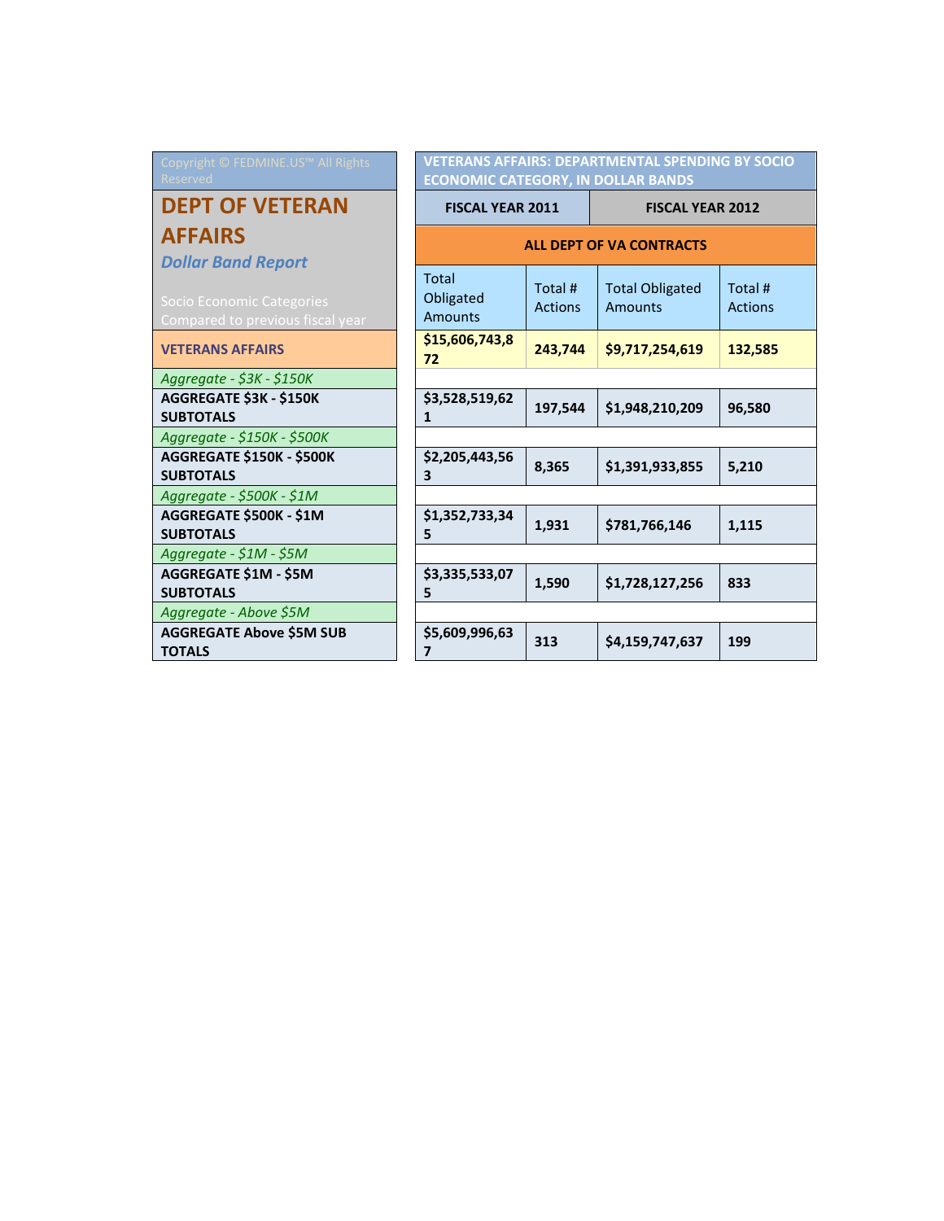| Copyright © FEDMINE.US™ All Rights Reserved | VETERANS AFFAIRS: DEPARTMENTAL SPENDING BY SOCIO ECONOMIC CATEGORY, IN DOLLAR BANDS | | | |
|---|---|---|---|---|
| **DEPT OF VETERAN AFFAIRS** *Dollar Band Report* Socio Economic Categories Compared to previous fiscal year | **FISCAL YEAR 2011** | | **FISCAL YEAR 2012** | |
| | **ALL DEPT OF VA CONTRACTS** | | | |
| | Total Obligated Amounts | Total # Actions | Total Obligated Amounts | Total # Actions |
| **VETERANS AFFAIRS** | **$15,606,743,872** | **243,744** | **$9,717,254,619** | **132,585** |
| *Aggregate - $3K - $150K* | | | | |
| **AGGREGATE $3K - $150K SUBTOTALS** | **$3,528,519,621** | **197,544** | **$1,948,210,209** | **96,580** |
| *Aggregate - $150K - $500K* | | | | |
| **AGGREGATE $150K - $500K SUBTOTALS** | **$2,205,443,563** | **8,365** | **$1,391,933,855** | **5,210** |
| *Aggregate - $500K - $1M* | | | | |
| **AGGREGATE $500K - $1M SUBTOTALS** | **$1,352,733,345** | **1,931** | **$781,766,146** | **1,115** |
| *Aggregate - $1M - $5M* | | | | |
| **AGGREGATE $1M - $5M SUBTOTALS** | **$3,335,533,075** | **1,590** | **$1,728,127,256** | **833** |
| *Aggregate - Above $5M* | | | | |
| **AGGREGATE Above $5M SUB TOTALS** | **$5,609,996,637** | **313** | **$4,159,747,637** | **199** |